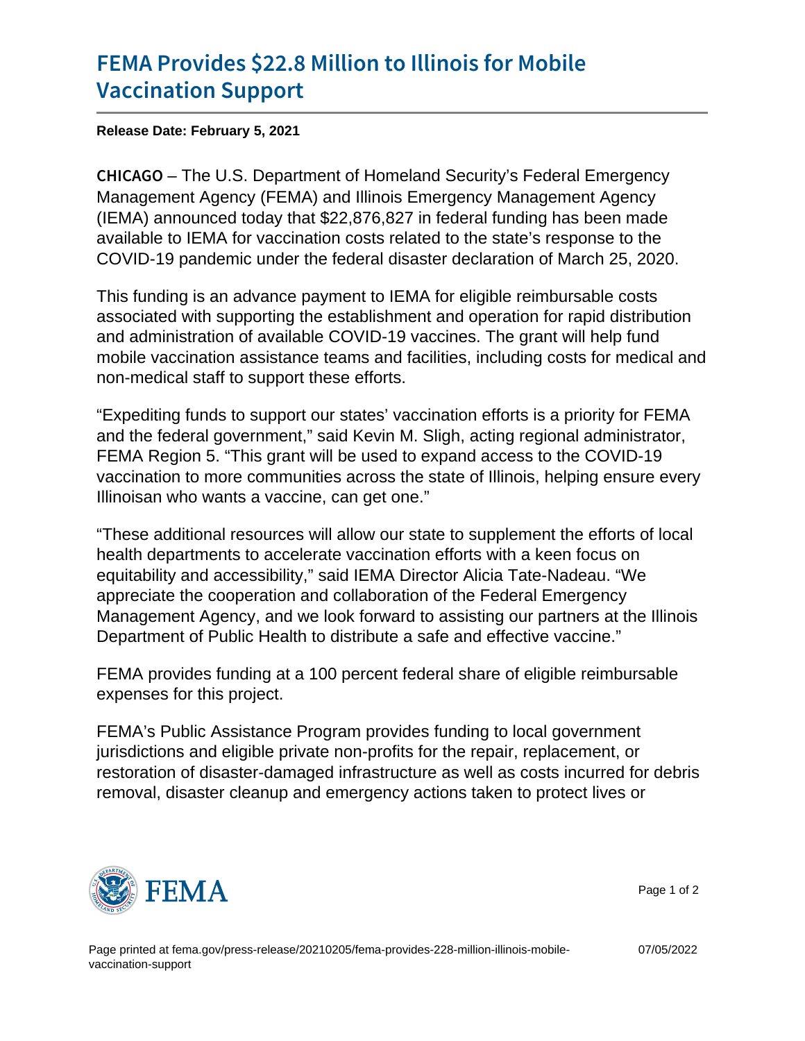# FEMA Provides $22.8 Million to Illinois for Mobile Vaccination Support

**Release Date: February 5, 2021**

CHICAGO – The U.S. Department of Homeland Security's Federal Emergency Management Agency (FEMA) and Illinois Emergency Management Agency (IEMA) announced today that $22,876,827 in federal funding has been made available to IEMA for vaccination costs related to the state's response to the COVID-19 pandemic under the federal disaster declaration of March 25, 2020.

This funding is an advance payment to IEMA for eligible reimbursable costs associated with supporting the establishment and operation for rapid distribution and administration of available COVID-19 vaccines. The grant will help fund mobile vaccination assistance teams and facilities, including costs for medical and non-medical staff to support these efforts.

"Expediting funds to support our states' vaccination efforts is a priority for FEMA and the federal government," said Kevin M. Sligh, acting regional administrator, FEMA Region 5. "This grant will be used to expand access to the COVID-19 vaccination to more communities across the state of Illinois, helping ensure every Illinoisan who wants a vaccine, can get one."

"These additional resources will allow our state to supplement the efforts of local health departments to accelerate vaccination efforts with a keen focus on equitability and accessibility," said IEMA Director Alicia Tate-Nadeau. "We appreciate the cooperation and collaboration of the Federal Emergency Management Agency, and we look forward to assisting our partners at the Illinois Department of Public Health to distribute a safe and effective vaccine."

FEMA provides funding at a 100 percent federal share of eligible reimbursable expenses for this project.

FEMA's Public Assistance Program provides funding to local government jurisdictions and eligible private non-profits for the repair, replacement, or restoration of disaster-damaged infrastructure as well as costs incurred for debris removal, disaster cleanup and emergency actions taken to protect lives or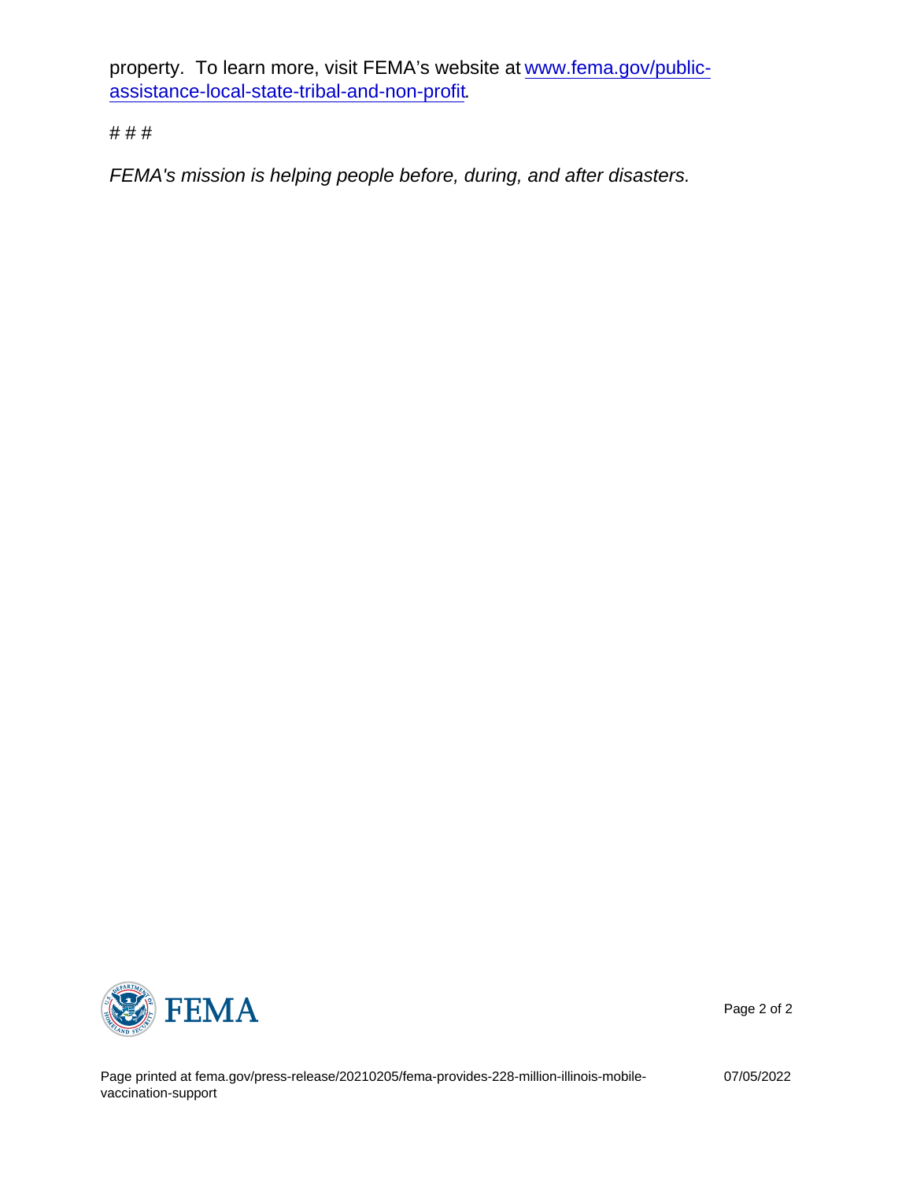property. To learn more, visit FEMA's website at [www.fema.gov/public-assistance-local-state-tribal-and-non-profit](http://www.fema.gov/public-assistance-local-state-tribal-and-non-profit).

# # #

*FEMA's mission is helping people before, during, and after disasters.*